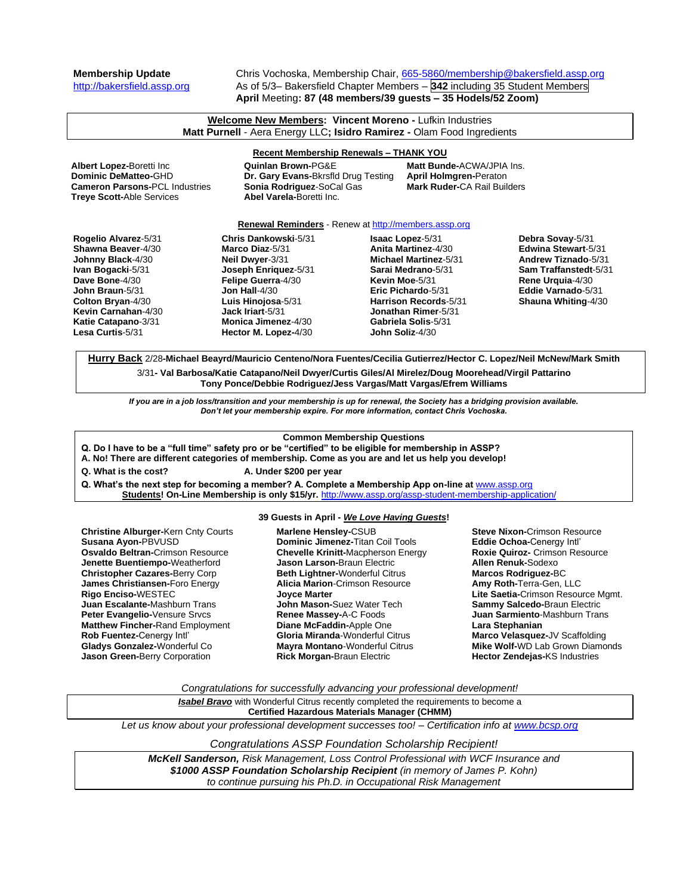**Membership Update**
http://bakersfield.assp.org

Chris Vochoska, Membership Chair, 665-5860/membership@bakersfield.assp.org
As of 5/3– Bakersfield Chapter Members – **342** including 35 Student Members
**April** Meeting**: 87 (48 members/39 guests – 35 Hodels/52 Zoom)**

**Welcome New Members: Vincent Moreno -** Lufkin Industries
**Matt Purnell** - Aera Energy LLC**; Isidro Ramirez -** Olam Food Ingredients

**Recent Membership Renewals – THANK YOU**

**Albert Lopez-**Boretti Inc
**Dominic DeMatteo-**GHD
**Cameron Parsons-**PCL Industries
**Treye Scott-**Able Services
**Quinlan Brown-**PG&E
**Dr. Gary Evans-**Bkrsfld Drug Testing
**Sonia Rodriguez**-SoCal Gas
**Abel Varela-**Boretti Inc.
**Matt Bunde-**ACWA/JPIA Ins.
**April Holmgren-**Peraton
**Mark Ruder-**CA Rail Builders

**Renewal Reminders** - Renew at http://members.assp.org

**Rogelio Alvarez**-5/31
**Shawna Beaver**-4/30
**Johnny Black**-4/30
**Ivan Bogacki**-5/31
**Dave Bone**-4/30
**John Braun**-5/31
**Colton Bryan**-4/30
**Kevin Carnahan**-4/30
**Katie Catapano**-3/31
**Lesa Curtis**-5/31
**Chris Dankowski**-5/31
**Marco Diaz**-5/31
**Neil Dwyer**-3/31
**Joseph Enriquez**-5/31
**Felipe Guerra**-4/30
**Jon Hall**-4/30
**Luis Hinojosa**-5/31
**Jack Iriart**-5/31
**Monica Jimenez**-4/30
**Hector M. Lopez**-4/30
**Isaac Lopez**-5/31
**Anita Martinez**-4/30
**Michael Martinez**-5/31
**Sarai Medrano**-5/31
**Kevin Moe**-5/31
**Eric Pichardo**-5/31
**Harrison Records**-5/31
**Jonathan Rimer**-5/31
**Gabriela Solis**-5/31
**John Soliz**-4/30
**Debra Sovay**-5/31
**Edwina Stewart**-5/31
**Andrew Tiznado**-5/31
**Sam Traffanstedt**-5/31
**Rene Urquia**-4/30
**Eddie Varnado**-5/31
**Shauna Whiting**-4/30

**Hurry Back** 2/28**-Michael Beayrd/Mauricio Centeno/Nora Fuentes/Cecilia Gutierrez/Hector C. Lopez/Neil McNew/Mark Smith**
3/31**- Val Barbosa/Katie Catapano/Neil Dwyer/Curtis Giles/Al Mirelez/Doug Moorehead/Virgil Pattarino Tony Ponce/Debbie Rodriguez/Jess Vargas/Matt Vargas/Efrem Williams**

***If you are in a job loss/transition and your membership is up for renewal, the Society has a bridging provision available. Don't let your membership expire. For more information, contact Chris Vochoska.***

**Common Membership Questions**

**Q. Do I have to be a "full time" safety pro or be "certified" to be eligible for membership in ASSP?**
**A. No! There are different categories of membership. Come as you are and let us help you develop!**
**Q. What is the cost?** **A. Under $200 per year**
**Q. What's the next step for becoming a member? A. Complete a Membership App on-line at** www.assp.org
**Students! On-Line Membership is only $15/yr.** http://www.assp.org/assp-student-membership-application/

**39 Guests in April - *We Love Having Guests*!**

**Christine Alburger-**Kern Cnty Courts
**Susana Ayon-**PBVUSD
**Osvaldo Beltran-**Crimson Resource
**Jenette Buentiempo-**Weatherford
**Christopher Cazares-**Berry Corp
**James Christiansen-**Foro Energy
**Rigo Enciso-**WESTEC
**Juan Escalante-**Mashburn Trans
**Peter Evangelio-**Vensure Srvcs
**Matthew Fincher-**Rand Employment
**Rob Fuentez-**Cenergy Intl'
**Gladys Gonzalez-**Wonderful Co
**Jason Green-**Berry Corporation
**Marlene Hensley-**CSUB
**Dominic Jimenez-**Titan Coil Tools
**Chevelle Krinitt-**Macpherson Energy
**Jason Larson-**Braun Electric
**Beth Lightner-**Wonderful Citrus
**Alicia Marion**-Crimson Resource
**Joyce Marter**
**John Mason-**Suez Water Tech
**Renee Massey-**A-C Foods
**Diane McFaddin-**Apple One
**Gloria Miranda**-Wonderful Citrus
**Mayra Montano**-Wonderful Citrus
**Rick Morgan-**Braun Electric
**Steve Nixon-**Crimson Resource
**Eddie Ochoa-**Cenergy Intl'
**Roxie Quiroz-** Crimson Resource
**Allen Renuk-**Sodexo
**Marcos Rodriguez-**BC
**Amy Roth-**Terra-Gen, LLC
**Lite Saetia-**Crimson Resource Mgmt.
**Sammy Salcedo-**Braun Electric
**Juan Sarmiento**-Mashburn Trans
**Lara Stephanian**
**Marco Velasquez-**JV Scaffolding
**Mike Wolf-**WD Lab Grown Diamonds
**Hector Zendejas-**KS Industries

*Congratulations for successfully advancing your professional development!*

***Isabel Bravo*** with Wonderful Citrus recently completed the requirements to become a **Certified Hazardous Materials Manager (CHMM)**

*Let us know about your professional development successes too! – Certification info at www.bcsp.org*

*Congratulations ASSP Foundation Scholarship Recipient!*

***McKell Sanderson,*** *Risk Management, Loss Control Professional with WCF Insurance and* ***$1000 ASSP Foundation Scholarship Recipient*** *(in memory of James P. Kohn) to continue pursuing his Ph.D. in Occupational Risk Management*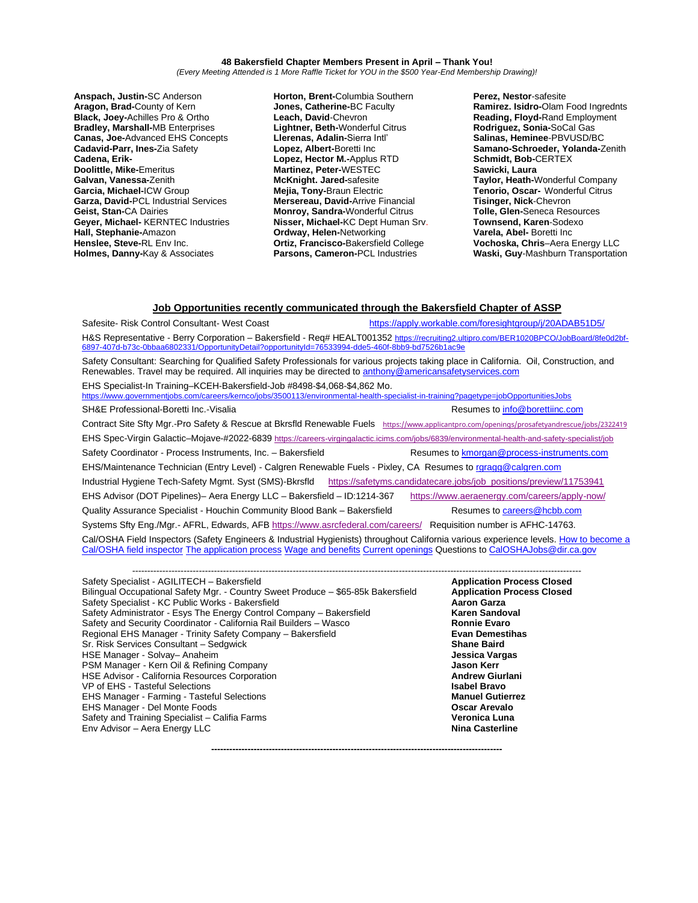**48 Bakersfield Chapter Members Present in April – Thank You!**

*(Every Meeting Attended is 1 More Raffle Ticket for YOU in the $500 Year-End Membership Drawing)!*

**Anspach, Justin-**SC Anderson
**Aragon, Brad-**County of Kern
**Black, Joey-**Achilles Pro & Ortho
**Bradley, Marshall-**MB Enterprises
**Canas, Joe-**Advanced EHS Concepts
**Cadavid-Parr, Ines-**Zia Safety
**Cadena, Erik-**
**Doolittle, Mike-**Emeritus
**Galvan, Vanessa-**Zenith
**Garcia, Michael-**ICW Group
**Garza, David-**PCL Industrial Services
**Geist, Stan-**CA Dairies
**Geyer, Michael-** KERNTEC Industries
**Hall, Stephanie-**Amazon
**Henslee, Steve-**RL Env Inc.
**Holmes, Danny-**Kay & Associates
**Horton, Brent-**Columbia Southern
**Jones, Catherine-**BC Faculty
**Leach, David**-Chevron
**Lightner, Beth-**Wonderful Citrus
**Llerenas, Adalin-**Sierra Intl'
**Lopez, Albert**-Boretti Inc
**Lopez, Hector M.-**Applus RTD
**Martinez, Peter-**WESTEC
**McKnight. Jared-**safesite
**Mejia, Tony-**Braun Electric
**Mersereau, David-**Arrive Financial
**Monroy, Sandra-**Wonderful Citrus
**Nisser, Michael-**KC Dept Human Srv.
**Ordway, Helen-**Networking
**Ortiz, Francisco-**Bakersfield College
**Parsons, Cameron-**PCL Industries
**Perez, Nestor**-safesite
**Ramirez. Isidro-**Olam Food Ingrednts
**Reading, Floyd-**Rand Employment
**Rodriguez, Sonia-**SoCal Gas
**Salinas, Heminee**-PBVUSD/BC
**Samano-Schroeder, Yolanda-**Zenith
**Schmidt, Bob-**CERTEX
**Sawicki, Laura**
**Taylor, Heath-**Wonderful Company
**Tenorio, Oscar-** Wonderful Citrus
**Tisinger, Nick**-Chevron
**Tolle, Glen-**Seneca Resources
**Townsend, Karen-**Sodexo
**Varela, Abel-** Boretti Inc
**Vochoska, Chris**–Aera Energy LLC
**Waski, Guy**-Mashburn Transportation

## Job Opportunities recently communicated through the Bakersfield Chapter of ASSP

Safesite- Risk Control Consultant- West Coast https://apply.workable.com/foresightgroup/j/20ADAB51D5/

H&S Representative - Berry Corporation – Bakersfield - Req# HEALT001352 https://recruiting2.ultipro.com/BER1020BPCO/JobBoard/8fe0d2bf-6897-407d-b73c-0bbaa6802331/OpportunityDetail?opportunityId=76533994-dde5-460f-8bb9-bd7526b1ac9e

Safety Consultant: Searching for Qualified Safety Professionals for various projects taking place in California. Oil, Construction, and Renewables. Travel may be required. All inquiries may be directed to anthony@americansafetyservices.com

EHS Specialist-In Training–KCEH-Bakersfield-Job #8498-$4,068-$4,862 Mo. https://www.governmentjobs.com/careers/kernco/jobs/3500113/environmental-health-specialist-in-training?pagetype=jobOpportunitiesJobs

SH&E Professional-Boretti Inc.-Visalia Resumes to info@borettiinc.com

Contract Site Sfty Mgr.-Pro Safety & Rescue at Bkrsfld Renewable Fuels https://www.applicantpro.com/openings/prosafetyandrescue/jobs/2322419

EHS Spec-Virgin Galactic–Mojave-#2022-6839 https://careers-virgingalactic.icims.com/jobs/6839/environmental-health-and-safety-specialist/job

Safety Coordinator - Process Instruments, Inc. – Bakersfield Resumes to kmorgan@process-instruments.com

EHS/Maintenance Technician (Entry Level) - Calgren Renewable Fuels - Pixley, CA Resumes to rgragg@calgren.com

Industrial Hygiene Tech-Safety Mgmt. Syst (SMS)-Bkrsfld https://safetyms.candidatecare.jobs/job_positions/preview/11753941

EHS Advisor (DOT Pipelines)– Aera Energy LLC – Bakersfield – ID:1214-367 https://www.aeraenergy.com/careers/apply-now/

Quality Assurance Specialist - Houchin Community Blood Bank – Bakersfield Resumes to careers@hcbb.com

Systems Sfty Eng./Mgr.- AFRL, Edwards, AFB https://www.asrcfederal.com/careers/ Requisition number is AFHC-14763.

Cal/OSHA Field Inspectors (Safety Engineers & Industrial Hygienists) throughout California various experience levels. How to become a Cal/OSHA field inspector The application process Wage and benefits Current openings Questions to CalOSHAJobs@dir.ca.gov

---

| | |
|---|---|
| Safety Specialist - AGILITECH – Bakersfield | **Application Process Closed** |
| Bilingual Occupational Safety Mgr. - Country Sweet Produce – $65-85k Bakersfield | **Application Process Closed** |
| Safety Specialist - KC Public Works - Bakersfield | **Aaron Garza** |
| Safety Administrator - Esys The Energy Control Company – Bakersfield | **Karen Sandoval** |
| Safety and Security Coordinator - California Rail Builders – Wasco | **Ronnie Evaro** |
| Regional EHS Manager - Trinity Safety Company – Bakersfield | **Evan Demestihas** |
| Sr. Risk Services Consultant – Sedgwick | **Shane Baird** |
| HSE Manager - Solvay– Anaheim | **Jessica Vargas** |
| PSM Manager - Kern Oil & Refining Company | **Jason Kerr** |
| HSE Advisor - California Resources Corporation | **Andrew Giurlani** |
| VP of EHS - Tasteful Selections | **Isabel Bravo** |
| EHS Manager - Farming - Tasteful Selections | **Manuel Gutierrez** |
| EHS Manager - Del Monte Foods | **Oscar Arevalo** |
| Safety and Training Specialist – Califia Farms | **Veronica Luna** |
| Env Advisor – Aera Energy LLC | **Nina Casterline** |

---